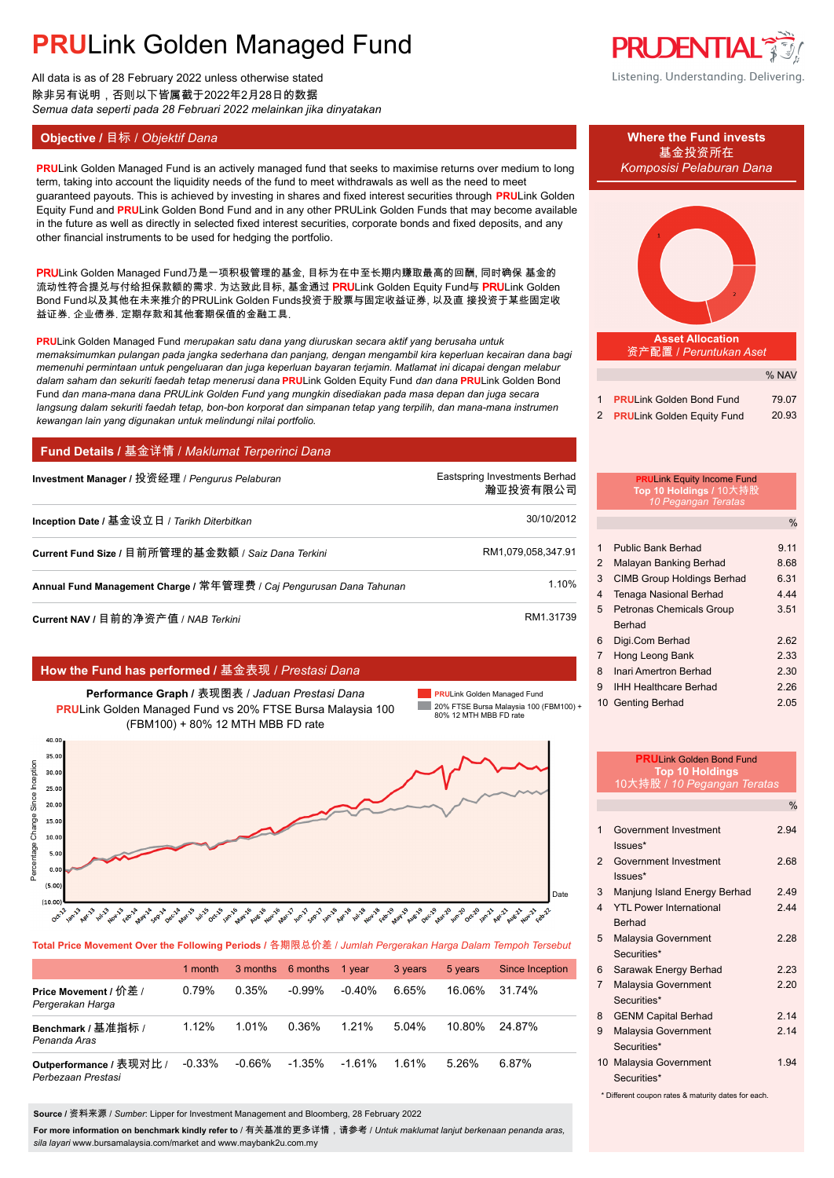# PRULink Golden Managed Fund

All data is as of 28 February 2022 unless otherwise stated
除非另有说明，否则以下皆属截于2022年2月28日的数据
*Semua data seperti pada 28 Februari 2022 melainkan jika dinyatakan*

## Objective / 目标 / *Objektif Dana*

**PRU**Link Golden Managed Fund is an actively managed fund that seeks to maximise returns over medium to long term, taking into account the liquidity needs of the fund to meet withdrawals as well as the need to meet guaranteed payouts. This is achieved by investing in shares and fixed interest securities through **PRU**Link Golden Equity Fund and **PRU**Link Golden Bond Fund and in any other PRULink Golden Funds that may become available in the future as well as directly in selected fixed interest securities, corporate bonds and fixed deposits, and any other financial instruments to be used for hedging the portfolio.

**PRU**Link Golden Managed Fund乃是一项积极管理的基金, 目标为在中至长期内赚取最高的回酬, 同时确保 基金的流动性符合提兑与付给担保款额的需求. 为达致此目标, 基金通过 **PRU**Link Golden Equity Fund与 **PRU**Link Golden Bond Fund以及其他在未来推介的PRULink Golden Funds投资于股票与固定收益证券, 以及直 接投资于某些固定收益证券. 企业债券. 定期存款和其他套期保值的金融工具.

**PRU**Link Golden Managed Fund *merupakan satu dana yang diuruskan secara aktif yang berusaha untuk memaksimumkan pulangan pada jangka sederhana dan panjang, dengan mengambil kira keperluan kecairan dana bagi memenuhi permintaan untuk pengeluaran dan juga keperluan bayaran terjamin. Matlamat ini dicapai dengan melabur dalam saham dan sekuriti faedah tetap menerusi dana* **PRU**Link Golden Equity Fund *dan dana* **PRU**Link Golden Bond Fund *dan mana-mana dana PRULink Golden Fund yang mungkin disediakan pada masa depan dan juga secara langsung dalam sekuriti faedah tetap, bon-bon korporat dan simpanan tetap yang terpilih, dan mana-mana instrumen kewangan lain yang digunakan untuk melindungi nilai portfolio.*

## Fund Details / 基金详情 / *Maklumat Terperinci Dana*

| | |
|---|---|
| **Investment Manager** / 投资经理 / *Pengurus Pelaburan* | Eastspring Investments Berhad 瀚亚投资有限公司 |
| **Inception Date** / 基金设立日 / *Tarikh Diterbitkan* | 30/10/2012 |
| **Current Fund Size** / 目前所管理的基金数额 / *Saiz Dana Terkini* | RM1,079,058,347.91 |
| **Annual Fund Management Charge** / 常年管理费 / *Caj Pengurusan Dana Tahunan* | 1.10% |
| **Current NAV** / 目前的净资产值 / *NAB Terkini* | RM1.31739 |

## How the Fund has performed / 基金表现 / *Prestasi Dana*

**Performance Graph** / 表现图表 / *Jaduan Prestasi Dana*
**PRU**Link Golden Managed Fund vs 20% FTSE Bursa Malaysia 100 (FBM100) + 80% 12 MTH MBB FD rate

Legend: **PRU**Link Golden Managed Fund; 20% FTSE Bursa Malaysia 100 (FBM100) + 80% 12 MTH MBB FD rate

Y-axis: Percentage Change Since Inception (-10.00 to 40.00); X-axis: Date (Oct-12 to Feb-22)

**Total Price Movement Over the Following Periods** / 各期限总价差 / *Jumlah Pergerakan Harga Dalam Tempoh Tersebut*

| | 1 month | 3 months | 6 months | 1 year | 3 years | 5 years | Since Inception |
|---|---|---|---|---|---|---|---|
| **Price Movement** / 价差 / *Pergerakan Harga* | 0.79% | 0.35% | -0.99% | -0.40% | 6.65% | 16.06% | 31.74% |
| **Benchmark** / 基准指标 / *Penanda Aras* | 1.12% | 1.01% | 0.36% | 1.21% | 5.04% | 10.80% | 24.87% |
| **Outperformance** / 表现对比 / *Perbezaan Prestasi* | -0.33% | -0.66% | -1.35% | -1.61% | 1.61% | 5.26% | 6.87% |

**Source** / 资料来源 / *Sumber*: Lipper for Investment Management and Bloomberg, 28 February 2022

**For more information on benchmark kindly refer to** / 有关基准的更多详情，请参考 / *Untuk maklumat lanjut berkenaan penanda aras, sila layari* www.bursamalaysia.com/market and www.maybank2u.com.my

## Where the Fund invests / 基金投资所在 / *Komposisi Pelaburan Dana*

**Asset Allocation** / 资产配置 / *Peruntukan Aset*

| | | % NAV |
|---|---|---|
| 1 | **PRU**Link Golden Bond Fund | 79.07 |
| 2 | **PRU**Link Golden Equity Fund | 20.93 |

**PRU**Link Equity Income Fund
**Top 10 Holdings** / 10大持股 / *10 Pegangan Teratas*

| | | % |
|---|---|---|
| 1 | Public Bank Berhad | 9.11 |
| 2 | Malayan Banking Berhad | 8.68 |
| 3 | CIMB Group Holdings Berhad | 6.31 |
| 4 | Tenaga Nasional Berhad | 4.44 |
| 5 | Petronas Chemicals Group Berhad | 3.51 |
| 6 | Digi.Com Berhad | 2.62 |
| 7 | Hong Leong Bank | 2.33 |
| 8 | Inari Amertron Berhad | 2.30 |
| 9 | IHH Healthcare Berhad | 2.26 |
| 10 | Genting Berhad | 2.05 |

**PRU**Link Golden Bond Fund
**Top 10 Holdings**
10大持股 / *10 Pegangan Teratas*

| | | % |
|---|---|---|
| 1 | Government Investment Issues* | 2.94 |
| 2 | Government Investment Issues* | 2.68 |
| 3 | Manjung Island Energy Berhad | 2.49 |
| 4 | YTL Power International Berhad | 2.44 |
| 5 | Malaysia Government Securities* | 2.28 |
| 6 | Sarawak Energy Berhad | 2.23 |
| 7 | Malaysia Government Securities* | 2.20 |
| 8 | GENM Capital Berhad | 2.14 |
| 9 | Malaysia Government Securities* | 2.14 |
| 10 | Malaysia Government Securities* | 1.94 |

\* Different coupon rates & maturity dates for each.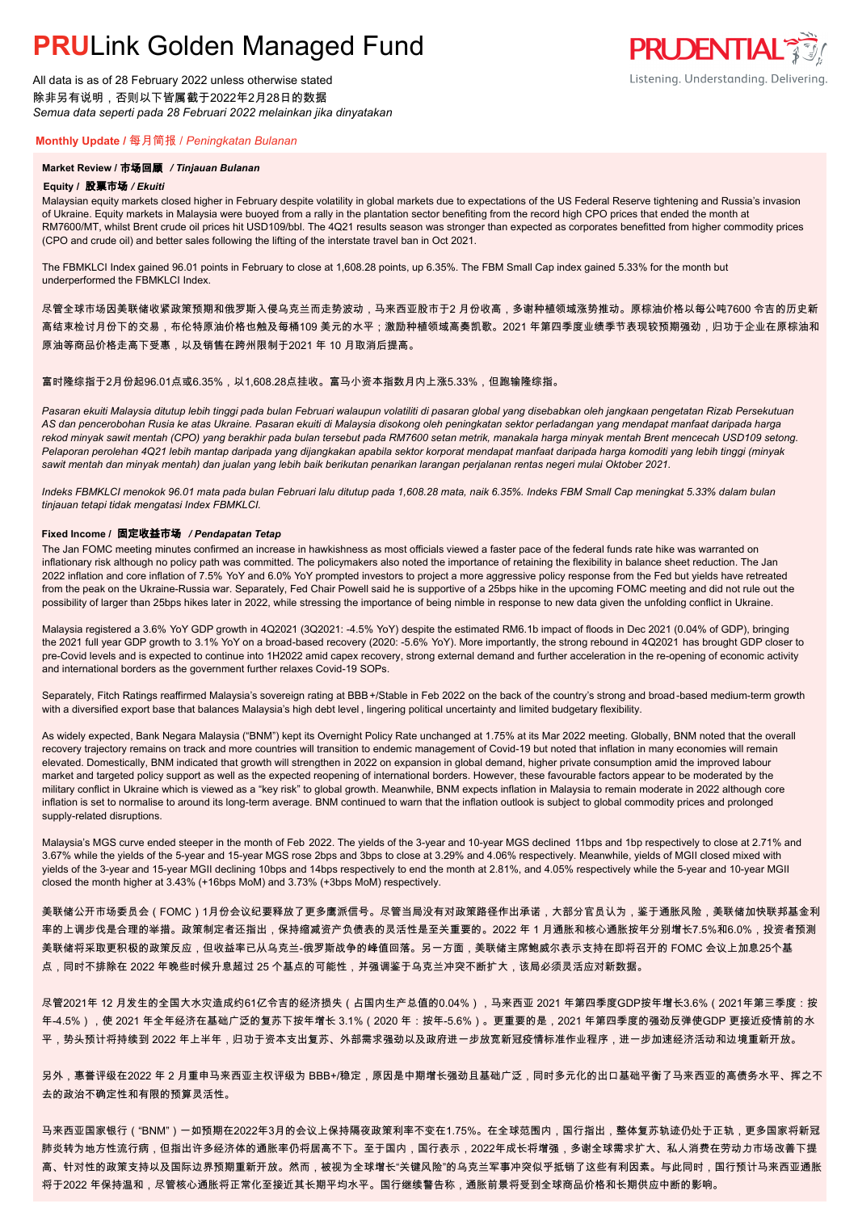# PRULink Golden Managed Fund

All data is as of 28 February 2022 unless otherwise stated
除非另有说明，否则以下皆属截于2022年2月28日的数据
*Semua data seperti pada 28 Februari 2022 melainkan jika dinyatakan*

## Monthly Update / 每月简报 / *Peningkatan Bulanan*

### Market Review / 市场回顾 / *Tinjauan Bulanan*

#### Equity / 股票市场 / *Ekuiti*

Malaysian equity markets closed higher in February despite volatility in global markets due to expectations of the US Federal Reserve tightening and Russia's invasion of Ukraine. Equity markets in Malaysia were buoyed from a rally in the plantation sector benefiting from the record high CPO prices that ended the month at RM7600/MT, whilst Brent crude oil prices hit USD109/bbl. The 4Q21 results season was stronger than expected as corporates benefitted from higher commodity prices (CPO and crude oil) and better sales following the lifting of the interstate travel ban in Oct 2021.

The FBMKLCI Index gained 96.01 points in February to close at 1,608.28 points, up 6.35%. The FBM Small Cap index gained 5.33% for the month but underperformed the FBMKLCI Index.

尽管全球市场因美联储收紧政策预期和俄罗斯入侵乌克兰而走势波动，马来西亚股市于2 月份收高，多谢种植领域涨势推动。原棕油价格以每公吨7600 令吉的历史新高结束检讨月份下的交易，布伦特原油价格也触及每桶109 美元的水平；激励种植领域高奏凯歌。2021 年第四季度业绩季节表现较预期强劲，归功于企业在原棕油和原油等商品价格走高下受惠，以及销售在跨州限制于2021 年 10 月取消后提高。

富时隆综指于2月份起96.01点或6.35%，以1,608.28点挂收。富马小资本指数月内上涨5.33%，但跑输隆综指。

*Pasaran ekuiti Malaysia ditutup lebih tinggi pada bulan Februari walaupun volatiliti di pasaran global yang disebabkan oleh jangkaan pengetatan Rizab Persekutuan AS dan pencerobohan Rusia ke atas Ukraine. Pasaran ekuiti di Malaysia disokong oleh peningkatan sektor perladangan yang mendapat manfaat daripada harga rekod minyak sawit mentah (CPO) yang berakhir pada bulan tersebut pada RM7600 setan metrik, manakala harga minyak mentah Brent mencecah USD109 setong. Pelaporan perolehan 4Q21 lebih mantap daripada yang dijangkakan apabila sektor korporat mendapat manfaat daripada harga komoditi yang lebih tinggi (minyak sawit mentah dan minyak mentah) dan jualan yang lebih baik berikutan penarikan larangan perjalanan rentas negeri mulai Oktober 2021.*

*Indeks FBMKLCI menokok 96.01 mata pada bulan Februari lalu ditutup pada 1,608.28 mata, naik 6.35%. Indeks FBM Small Cap meningkat 5.33% dalam bulan tinjauan tetapi tidak mengatasi Index FBMKLCI.*

#### Fixed Income / 固定收益市场 / *Pendapatan Tetap*

The Jan FOMC meeting minutes confirmed an increase in hawkishness as most officials viewed a faster pace of the federal funds rate hike was warranted on inflationary risk although no policy path was committed. The policymakers also noted the importance of retaining the flexibility in balance sheet reduction. The Jan 2022 inflation and core inflation of 7.5% YoY and 6.0% YoY prompted investors to project a more aggressive policy response from the Fed but yields have retreated from the peak on the Ukraine-Russia war. Separately, Fed Chair Powell said he is supportive of a 25bps hike in the upcoming FOMC meeting and did not rule out the possibility of larger than 25bps hikes later in 2022, while stressing the importance of being nimble in response to new data given the unfolding conflict in Ukraine.

Malaysia registered a 3.6% YoY GDP growth in 4Q2021 (3Q2021: -4.5% YoY) despite the estimated RM6.1b impact of floods in Dec 2021 (0.04% of GDP), bringing the 2021 full year GDP growth to 3.1% YoY on a broad-based recovery (2020: -5.6% YoY). More importantly, the strong rebound in 4Q2021 has brought GDP closer to pre-Covid levels and is expected to continue into 1H2022 amid capex recovery, strong external demand and further acceleration in the re-opening of economic activity and international borders as the government further relaxes Covid-19 SOPs.

Separately, Fitch Ratings reaffirmed Malaysia's sovereign rating at BBB+/Stable in Feb 2022 on the back of the country's strong and broad-based medium-term growth with a diversified export base that balances Malaysia's high debt level, lingering political uncertainty and limited budgetary flexibility.

As widely expected, Bank Negara Malaysia ("BNM") kept its Overnight Policy Rate unchanged at 1.75% at its Mar 2022 meeting. Globally, BNM noted that the overall recovery trajectory remains on track and more countries will transition to endemic management of Covid-19 but noted that inflation in many economies will remain elevated. Domestically, BNM indicated that growth will strengthen in 2022 on expansion in global demand, higher private consumption amid the improved labour market and targeted policy support as well as the expected reopening of international borders. However, these favourable factors appear to be moderated by the military conflict in Ukraine which is viewed as a "key risk" to global growth. Meanwhile, BNM expects inflation in Malaysia to remain moderate in 2022 although core inflation is set to normalise to around its long-term average. BNM continued to warn that the inflation outlook is subject to global commodity prices and prolonged supply-related disruptions.

Malaysia's MGS curve ended steeper in the month of Feb 2022. The yields of the 3-year and 10-year MGS declined 11bps and 1bp respectively to close at 2.71% and 3.67% while the yields of the 5-year and 15-year MGS rose 2bps and 3bps to close at 3.29% and 4.06% respectively. Meanwhile, yields of MGII closed mixed with yields of the 3-year and 15-year MGII declining 10bps and 14bps respectively to end the month at 2.81%, and 4.05% respectively while the 5-year and 10-year MGII closed the month higher at 3.43% (+16bps MoM) and 3.73% (+3bps MoM) respectively.

美联储公开市场委员会（FOMC）1月份会议纪要释放了更多鹰派信号。尽管当局没有对政策路径作出承诺，大部分官员认为，鉴于通胀风险，美联储加快联邦基金利率的上调步伐是合理的举措。政策制定者还指出，保持缩减资产负债表的灵活性是至关重要的。2022 年 1 月通胀和核心通胀按年分别增长7.5%和6.0%，投资者预测美联储将采取更积极的政策反应，但收益率已从乌克兰-俄罗斯战争的峰值回落。另一方面，美联储主席鲍威尔表示支持在即将召开的 FOMC 会议上加息25个基点，同时不排除在 2022 年晚些时候升息超过 25 个基点的可能性，并强调鉴于乌克兰冲突不断扩大，该局必须灵活应对新数据。

尽管2021年 12 月发生的全国大水灾造成约61亿令吉的经济损失（占国内生产总值的0.04%），马来西亚 2021 年第四季度GDP按年增长3.6%（2021年第三季度：按年-4.5%），使 2021 年全年经济在基础广泛的复苏下按年增长 3.1%（2020 年：按年-5.6%）。更重要的是，2021 年第四季度的强劲反弹使GDP 更接近疫情前的水平，势头预计将持续到 2022 年上半年，归功于资本支出复苏、外部需求强劲以及政府进一步放宽新冠疫情标准作业程序，进一步加速经济活动和边境重新开放。

另外，惠誉评级在2022 年 2 月重申马来西亚主权评级为 BBB+/稳定，原因是中期增长强劲且基础广泛，同时多元化的出口基础平衡了马来西亚的高债务水平、挥之不去的政治不确定性和有限的预算灵活性。

马来西亚国家银行（"BNM"）一如预期在2022年3月的会议上保持隔夜政策利率不变在1.75%。在全球范围内，国行指出，整体复苏轨迹仍处于正轨，更多国家将新冠肺炎转为地方性流行病，但指出许多经济体的通胀率仍将居高不下。至于国内，国行表示，2022年成长将增强，多谢全球需求扩大、私人消费在劳动力市场改善下提高、针对性的政策支持以及国际边界预期重新开放。然而，被视为全球增长"关键风险"的乌克兰军事冲突似乎抵销了这些有利因素。与此同时，国行预计马来西亚通胀将于2022 年保持温和，尽管核心通胀将正常化至接近其长期平均水平。国行继续警告称，通胀前景将受到全球商品价格和长期供应中断的影响。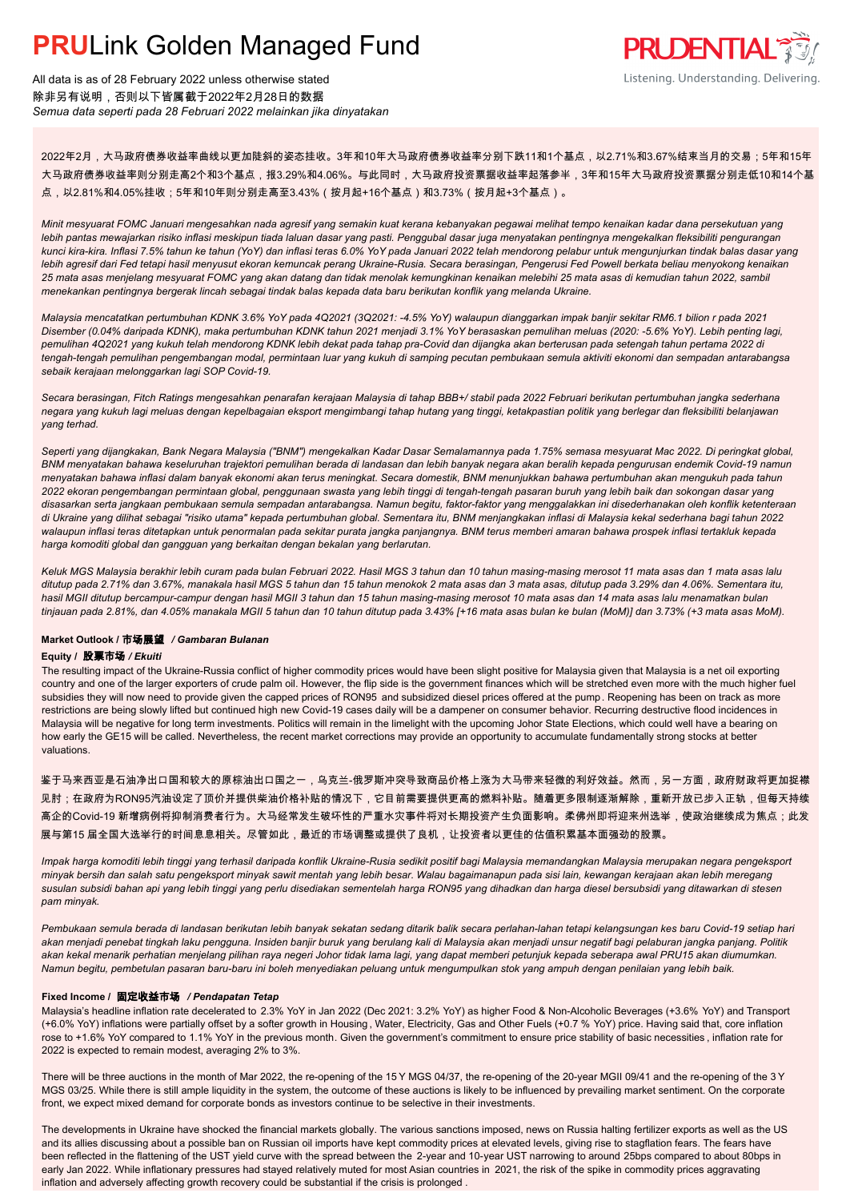# **PRU**Link Golden Managed Fund

All data is as of 28 February 2022 unless otherwise stated
除非另有说明，否则以下皆属截于2022年2月28日的数据
*Semua data seperti pada 28 Februari 2022 melainkan jika dinyatakan*

2022年2月，大马政府债券收益率曲线以更加陡斜的姿态挂收。3年和10年大马政府债券收益率分别下跌11和1个基点，以2.71%和3.67%结束当月的交易；5年和15年大马政府债券收益率则分别走高2个和3个基点，报3.29%和4.06%。与此同时，大马政府投资票据收益率起落参半，3年和15年大马政府投资票据分别走低10和14个基点，以2.81%和4.05%挂收；5年和10年则分别走高至3.43%（按月起+16个基点）和3.73%（按月起+3个基点）。

*Minit mesyuarat FOMC Januari mengesahkan nada agresif yang semakin kuat kerana kebanyakan pegawai melihat tempo kenaikan kadar dana persekutuan yang lebih pantas mewajarkan risiko inflasi meskipun tiada laluan dasar yang pasti. Penggubal dasar juga menyatakan pentingnya mengekalkan fleksibiliti pengurangan kunci kira-kira. Inflasi 7.5% tahun ke tahun (YoY) dan inflasi teras 6.0% YoY pada Januari 2022 telah mendorong pelabur untuk mengunjurkan tindak balas dasar yang lebih agresif dari Fed tetapi hasil menyusut ekoran kemuncak perang Ukraine-Rusia. Secara berasingan, Pengerusi Fed Powell berkata beliau menyokong kenaikan 25 mata asas menjelang mesyuarat FOMC yang akan datang dan tidak menolak kemungkinan kenaikan melebihi 25 mata asas di kemudian tahun 2022, sambil menekankan pentingnya bergerak lincah sebagai tindak balas kepada data baru berikutan konflik yang melanda Ukraine.*

*Malaysia mencatatkan pertumbuhan KDNK 3.6% YoY pada 4Q2021 (3Q2021: -4.5% YoY) walaupun dianggarkan impak banjir sekitar RM6.1 bilion r pada 2021 Disember (0.04% daripada KDNK), maka pertumbuhan KDNK tahun 2021 menjadi 3.1% YoY berasaskan pemulihan meluas (2020: -5.6% YoY). Lebih penting lagi, pemulihan 4Q2021 yang kukuh telah mendorong KDNK lebih dekat pada tahap pra-Covid dan dijangka akan berterusan pada setengah tahun pertama 2022 di tengah-tengah pemulihan pengembangan modal, permintaan luar yang kukuh di samping pecutan pembukaan semula aktiviti ekonomi dan sempadan antarabangsa sebaik kerajaan melonggarkan lagi SOP Covid-19.*

*Secara berasingan, Fitch Ratings mengesahkan penarafan kerajaan Malaysia di tahap BBB+/ stabil pada 2022 Februari berikutan pertumbuhan jangka sederhana negara yang kukuh lagi meluas dengan kepelbagaian eksport mengimbangi tahap hutang yang tinggi, ketakpastian politik yang berlegar dan fleksibiliti belanjawan yang terhad.*

*Seperti yang dijangkakan, Bank Negara Malaysia ("BNM") mengekalkan Kadar Dasar Semalamannya pada 1.75% semasa mesyuarat Mac 2022. Di peringkat global, BNM menyatakan bahawa keseluruhan trajektori pemulihan berada di landasan dan lebih banyak negara akan beralih kepada pengurusan endemik Covid-19 namun menyatakan bahawa inflasi dalam banyak ekonomi akan terus meningkat. Secara domestik, BNM menunjukkan bahawa pertumbuhan akan mengukuh pada tahun 2022 ekoran pengembangan permintaan global, penggunaan swasta yang lebih tinggi di tengah-tengah pasaran buruh yang lebih baik dan sokongan dasar yang disasarkan serta jangkaan pembukaan semula sempadan antarabangsa. Namun begitu, faktor-faktor yang menggalakkan ini disederhanakan oleh konflik ketenteraan di Ukraine yang dilihat sebagai "risiko utama" kepada pertumbuhan global. Sementara itu, BNM menjangkakan inflasi di Malaysia kekal sederhana bagi tahun 2022 walaupun inflasi teras ditetapkan untuk penormalan pada sekitar purata jangka panjangnya. BNM terus memberi amaran bahawa prospek inflasi tertakluk kepada harga komoditi global dan gangguan yang berkaitan dengan bekalan yang berlarutan.*

*Keluk MGS Malaysia berakhir lebih curam pada bulan Februari 2022. Hasil MGS 3 tahun dan 10 tahun masing-masing merosot 11 mata asas dan 1 mata asas lalu ditutup pada 2.71% dan 3.67%, manakala hasil MGS 5 tahun dan 15 tahun menokok 2 mata asas dan 3 mata asas, ditutup pada 3.29% dan 4.06%. Sementara itu, hasil MGII ditutup bercampur-campur dengan hasil MGII 3 tahun dan 15 tahun masing-masing merosot 10 mata asas dan 14 mata asas lalu menamatkan bulan tinjauan pada 2.81%, dan 4.05% manakala MGII 5 tahun dan 10 tahun ditutup pada 3.43% [+16 mata asas bulan ke bulan (MoM)] dan 3.73% (+3 mata asas MoM).*

### Market Outlook / 市场展望 */ Gambaran Bulanan*

#### Equity / 股票市场 */ Ekuiti*

The resulting impact of the Ukraine-Russia conflict of higher commodity prices would have been slight positive for Malaysia given that Malaysia is a net oil exporting country and one of the larger exporters of crude palm oil. However, the flip side is the government finances which will be stretched even more with the much higher fuel subsidies they will now need to provide given the capped prices of RON95 and subsidized diesel prices offered at the pump. Reopening has been on track as more restrictions are being slowly lifted but continued high new Covid-19 cases daily will be a dampener on consumer behavior. Recurring destructive flood incidences in Malaysia will be negative for long term investments. Politics will remain in the limelight with the upcoming Johor State Elections, which could well have a bearing on how early the GE15 will be called. Nevertheless, the recent market corrections may provide an opportunity to accumulate fundamentally strong stocks at better valuations.

鉴于马来西亚是石油净出口国之一和较大的原棕油出口国之一，乌克兰-俄罗斯冲突导致商品价格上涨为大马带来轻微的利好效益。然而，另一方面，政府财政将更加捉襟见肘；在政府为RON95汽油设定了顶价并提供柴油价格补贴的情况下，它目前需要提供更高的燃料补贴。随着更多限制逐渐解除，重新开放已步入正轨，但每天持续高企的Covid-19 新增病例将抑制消费者行为。大马经常发生破坏性的严重水灾事件将对长期投资产生负面影响。柔佛州即将迎来州选举，使政治继续成为焦点；此发展与第15 届全国大选举行的时间息息相关。尽管如此，最近的市场调整或提供了良机，让投资者以更佳的估值积累基本面强劲的股票。

*Impak harga komoditi lebih tinggi yang terhasil daripada konflik Ukraine-Rusia sedikit positif bagi Malaysia memandangkan Malaysia merupakan negara pengeksport minyak bersih dan salah satu pengeksport minyak sawit mentah yang lebih besar. Walau bagaimanapun pada sisi lain, kewangan kerajaan akan lebih meregang susulan subsidi bahan api yang lebih tinggi yang perlu disediakan sementelah harga RON95 yang dihadkan dan harga diesel bersubsidi yang ditawarkan di stesen pam minyak.*

*Pembukaan semula berada di landasan berikutan lebih banyak sekatan sedang ditarik balik secara perlahan-lahan tetapi kelangsungan kes baru Covid-19 setiap hari akan menjadi penebat tingkah laku pengguna. Insiden banjir buruk yang berulang kali di Malaysia akan menjadi unsur negatif bagi pelaburan jangka panjang. Politik akan kekal menarik perhatian menjelang pilihan raya negeri Johor tidak lama lagi, yang dapat memberi petunjuk kepada seberapa awal PRU15 akan diumumkan. Namun begitu, pembetulan pasaran baru-baru ini boleh menyediakan peluang untuk mengumpulkan stok yang ampuh dengan penilaian yang lebih baik.*

#### Fixed Income / 固定收益市场 */ Pendapatan Tetap*

Malaysia's headline inflation rate decelerated to 2.3% YoY in Jan 2022 (Dec 2021: 3.2% YoY) as higher Food & Non-Alcoholic Beverages (+3.6% YoY) and Transport (+6.0% YoY) inflations were partially offset by a softer growth in Housing, Water, Electricity, Gas and Other Fuels (+0.7 % YoY) price. Having said that, core inflation rose to +1.6% YoY compared to 1.1% YoY in the previous month. Given the government's commitment to ensure price stability of basic necessities, inflation rate for 2022 is expected to remain modest, averaging 2% to 3%.

There will be three auctions in the month of Mar 2022, the re-opening of the 15 Y MGS 04/37, the re-opening of the 20-year MGII 09/41 and the re-opening of the 3 Y MGS 03/25. While there is still ample liquidity in the system, the outcome of these auctions is likely to be influenced by prevailing market sentiment. On the corporate front, we expect mixed demand for corporate bonds as investors continue to be selective in their investments.

The developments in Ukraine have shocked the financial markets globally. The various sanctions imposed, news on Russia halting fertilizer exports as well as the US and its allies discussing about a possible ban on Russian oil imports have kept commodity prices at elevated levels, giving rise to stagflation fears. The fears have been reflected in the flattening of the UST yield curve with the spread between the 2-year and 10-year UST narrowing to around 25bps compared to about 80bps in early Jan 2022. While inflationary pressures had stayed relatively muted for most Asian countries in 2021, the risk of the spike in commodity prices aggravating inflation and adversely affecting growth recovery could be substantial if the crisis is prolonged .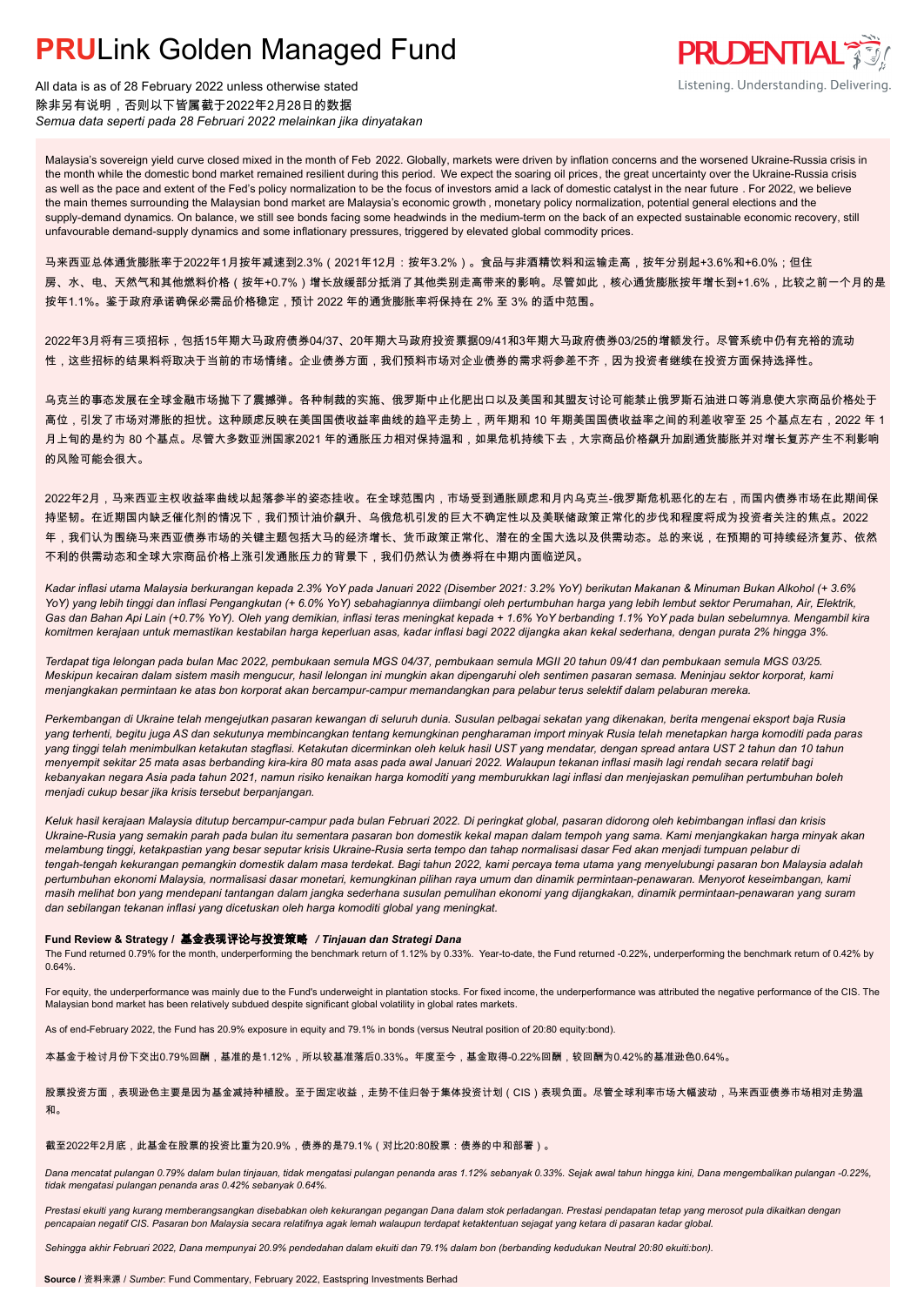# **PRU**Link Golden Managed Fund

All data is as of 28 February 2022 unless otherwise stated
除非另有说明，否则以下皆属截于2022年2月28日的数据
*Semua data seperti pada 28 Februari 2022 melainkan jika dinyatakan*

Malaysia's sovereign yield curve closed mixed in the month of Feb 2022. Globally, markets were driven by inflation concerns and the worsened Ukraine-Russia crisis in the month while the domestic bond market remained resilient during this period. We expect the soaring oil prices, the great uncertainty over the Ukraine-Russia crisis as well as the pace and extent of the Fed's policy normalization to be the focus of investors amid a lack of domestic catalyst in the near future . For 2022, we believe the main themes surrounding the Malaysian bond market are Malaysia's economic growth , monetary policy normalization, potential general elections and the supply-demand dynamics. On balance, we still see bonds facing some headwinds in the medium-term on the back of an expected sustainable economic recovery, still unfavourable demand-supply dynamics and some inflationary pressures, triggered by elevated global commodity prices.

马来西亚总体通货膨胀率于2022年1月按年减速到2.3%（2021年12月：按年3.2%）。食品与非酒精饮料和运输走高，按年分别起+3.6%和+6.0%；但住房、水、电、天然气和其他燃料价格（按年+0.7%）增长放缓部分抵消了其他类别走高带来的影响。尽管如此，核心通货膨胀按年增长到+1.6%，比较之前一个月的是按年1.1%。鉴于政府承诺确保必需品价格稳定，预计 2022 年的通货膨胀率将保持在 2% 至 3% 的适中范围。

2022年3月将有三项招标，包括15年期大马政府债券04/37、20年期大马政府投资票据09/41和3年期大马政府债券03/25的增额发行。尽管系统中仍有充裕的流动性，这些招标的结果料将取决于当前的市场情绪。企业债券方面，我们预料市场对企业债券的需求将参差不齐，因为投资者继续在投资方面保持选择性。

乌克兰的事态发展在全球金融市场抛下了震撼弹。各种制裁的实施、俄罗斯中止化肥出口以及美国和其盟友讨论可能禁止俄罗斯石油进口等消息使大宗商品价格处于高位，引发了市场对滞胀的担忧。这种顾虑反映在美国国债收益率曲线的趋平走势上，两年期和 10 年期美国国债收益率之间的利差收窄至 25 个基点左右，2022 年 1 月上旬的是约为 80 个基点。尽管大多数亚洲国家2021 年的通胀压力相对保持温和，如果危机持续下去，大宗商品价格飙升加剧通货膨胀并对增长复苏产生不利影响的风险可能会很大。

2022年2月，马来西亚主权收益率曲线以起落参半的姿态挂收。在全球范围内，市场受到通胀顾虑和月内乌克兰-俄罗斯危机恶化的左右，而国内债券市场在此期间保持坚韧。在近期国内缺乏催化剂的情况下，我们预计油价飙升、乌俄危机引发的巨大不确定性以及美联储政策正常化的步伐和程度将成为投资者关注的焦点。2022 年，我们认为围绕马来西亚债券市场的关键主题包括大马的经济增长、货币政策正常化、潜在的全国大选以及供需动态。总的来说，在预期的可持续经济复苏、依然不利的供需动态和全球大宗商品价格上涨引发通胀压力的背景下，我们仍然认为债券将在中期内面临逆风。

*Kadar inflasi utama Malaysia berkurangan kepada 2.3% YoY pada Januari 2022 (Disember 2021: 3.2% YoY) berikutan Makanan & Minuman Bukan Alkohol (+ 3.6% YoY) yang lebih tinggi dan inflasi Pengangkutan (+ 6.0% YoY) sebahagiannya diimbangi oleh pertumbuhan harga yang lebih lembut sektor Perumahan, Air, Elektrik, Gas dan Bahan Api Lain (+0.7% YoY). Oleh yang demikian, inflasi teras meningkat kepada + 1.6% YoY berbanding 1.1% YoY pada bulan sebelumnya. Mengambil kira komitmen kerajaan untuk memastikan kestabilan harga keperluan asas, kadar inflasi bagi 2022 dijangka akan kekal sederhana, dengan purata 2% hingga 3%.*

*Terdapat tiga lelongan pada bulan Mac 2022, pembukaan semula MGS 04/37, pembukaan semula MGII 20 tahun 09/41 dan pembukaan semula MGS 03/25. Meskipun kecairan dalam sistem masih mengucur, hasil lelongan ini mungkin akan dipengaruhi oleh sentimen pasaran semasa. Meninjau sektor korporat, kami menjangkakan permintaan ke atas bon korporat akan bercampur-campur memandangkan para pelabur terus selektif dalam pelaburan mereka.*

*Perkembangan di Ukraine telah mengejutkan pasaran kewangan di seluruh dunia. Susulan pelbagai sekatan yang dikenakan, berita mengenai eksport baja Rusia yang terhenti, begitu juga AS dan sekutunya membincangkan tentang kemungkinan pengharaman import minyak Rusia telah menetapkan harga komoditi pada paras yang tinggi telah menimbulkan ketakutan stagflasi. Ketakutan dicerminkan oleh keluk hasil UST yang mendatar, dengan spread antara UST 2 tahun dan 10 tahun menyempit sekitar 25 mata asas berbanding kira-kira 80 mata asas pada awal Januari 2022. Walaupun tekanan inflasi masih lagi rendah secara relatif bagi kebanyakan negara Asia pada tahun 2021, namun risiko kenaikan harga komoditi yang memburukkan lagi inflasi dan menjejaskan pemulihan pertumbuhan boleh menjadi cukup besar jika krisis tersebut berpanjangan.*

*Keluk hasil kerajaan Malaysia ditutup bercampur-campur pada bulan Februari 2022. Di peringkat global, pasaran didorong oleh kebimbangan inflasi dan krisis Ukraine-Rusia yang semakin parah pada bulan itu sementara pasaran bon domestik kekal mapan dalam tempoh yang sama. Kami menjangkakan harga minyak akan melambung tinggi, ketakpastian yang besar seputar krisis Ukraine-Rusia serta tempo dan tahap normalisasi dasar Fed akan menjadi tumpuan pelabur di tengah-tengah kekurangan pemangkin domestik dalam masa terdekat. Bagi tahun 2022, kami percaya tema utama yang menyelubungi pasaran bon Malaysia adalah pertumbuhan ekonomi Malaysia, normalisasi dasar monetari, kemungkinan pilihan raya umum dan dinamik permintaan-penawaran. Menyorot keseimbangan, kami masih melihat bon yang mendepani tantangan dalam jangka sederhana susulan pemulihan ekonomi yang dijangkakan, dinamik permintaan-penawaran yang suram dan sebilangan tekanan inflasi yang dicetuskan oleh harga komoditi global yang meningkat.*

**Fund Review & Strategy / 基金表现评论与投资策略 / *Tinjauan dan Strategi Dana***

The Fund returned 0.79% for the month, underperforming the benchmark return of 1.12% by 0.33%. Year-to-date, the Fund returned -0.22%, underperforming the benchmark return of 0.42% by 0.64%.

For equity, the underperformance was mainly due to the Fund's underweight in plantation stocks. For fixed income, the underperformance was attributed the negative performance of the CIS. The Malaysian bond market has been relatively subdued despite significant global volatility in global rates markets.

As of end-February 2022, the Fund has 20.9% exposure in equity and 79.1% in bonds (versus Neutral position of 20:80 equity:bond).

本基金于检讨月份下交出0.79%回酬，基准的是1.12%，所以较基准落后0.33%。年度至今，基金取得-0.22%回酬，较回酬为0.42%的基准逊色0.64%。

股票投资方面，表现逊色主要是因为基金减持种植股。至于固定收益，走势不佳归咎于集体投资计划（CIS）表现负面。尽管全球利率市场大幅波动，马来西亚债券市场相对走势温和。

截至2022年2月底，此基金在股票的投资比重为20.9%，债券的是79.1%（对比20:80股票：债券的中和部署）。

*Dana mencatat pulangan 0.79% dalam bulan tinjauan, tidak mengatasi pulangan penanda aras 1.12% sebanyak 0.33%. Sejak awal tahun hingga kini, Dana mengembalikan pulangan -0.22%, tidak mengatasi pulangan penanda aras 0.42% sebanyak 0.64%.*

*Prestasi ekuiti yang kurang memberangsangkan disebabkan oleh kekurangan pegangan Dana dalam stok perladangan. Prestasi pendapatan tetap yang merosot pula dikaitkan dengan pencapaian negatif CIS. Pasaran bon Malaysia secara relatifnya agak lemah walaupun terdapat ketaktentuan sejagat yang ketara di pasaran kadar global.*

*Sehingga akhir Februari 2022, Dana mempunyai 20.9% pendedahan dalam ekuiti dan 79.1% dalam bon (berbanding kedudukan Neutral 20:80 ekuiti:bon).*

**Source** / 资料来源 / *Sumber*: Fund Commentary, February 2022, Eastspring Investments Berhad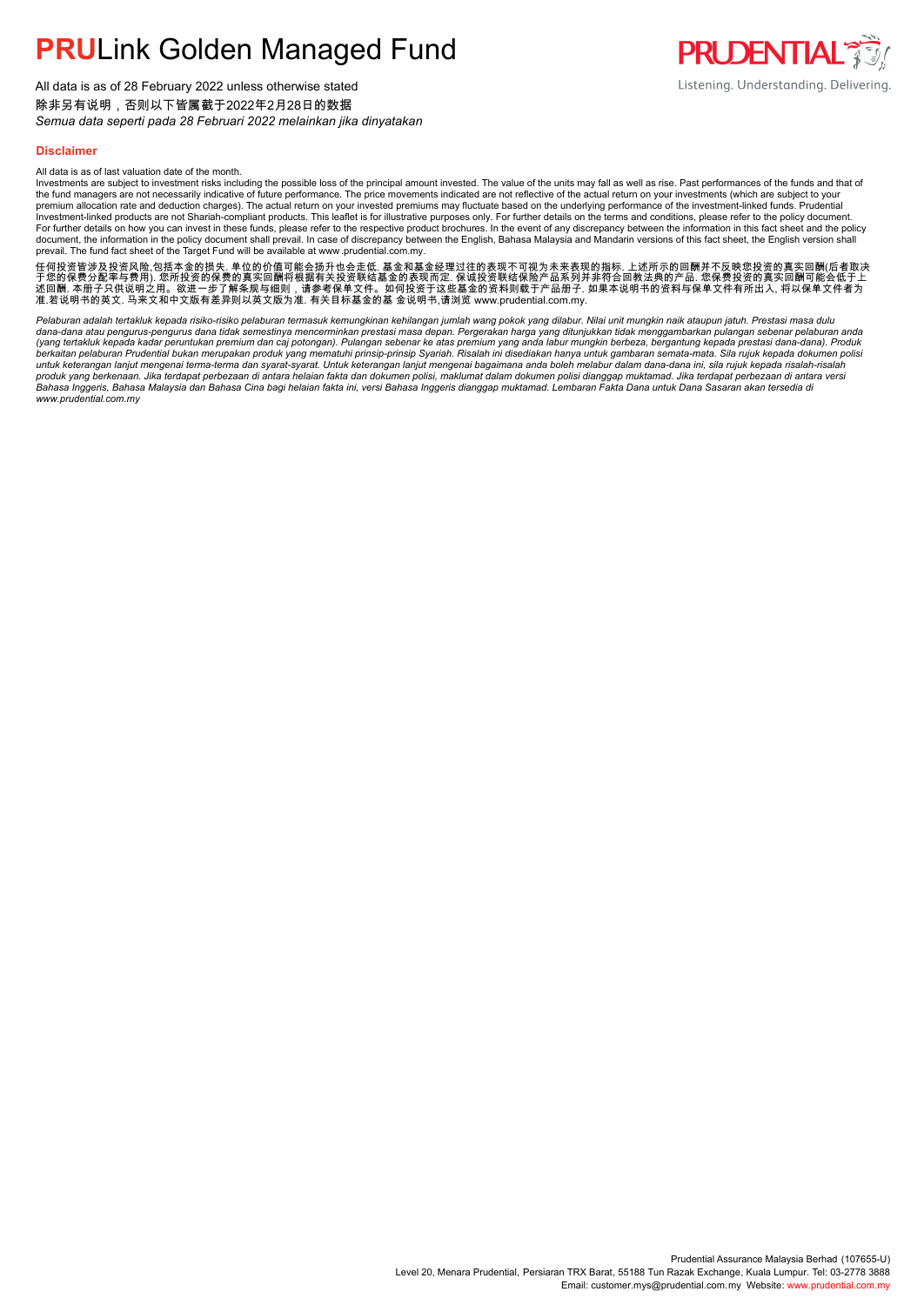# PRULink Golden Managed Fund

All data is as of 28 February 2022 unless otherwise stated

除非另有说明，否则以下皆属截于2022年2月28日的数据

*Semua data seperti pada 28 Februari 2022 melainkan jika dinyatakan*

## Disclaimer

All data is as of last valuation date of the month.
Investments are subject to investment risks including the possible loss of the principal amount invested. The value of the units may fall as well as rise. Past performances of the funds and that of the fund managers are not necessarily indicative of future performance. The price movements indicated are not reflective of the actual return on your investments (which are subject to your premium allocation rate and deduction charges). The actual return on your invested premiums may fluctuate based on the underlying performance of the investment-linked funds. Prudential Investment-linked products are not Shariah-compliant products. This leaflet is for illustrative purposes only. For further details on the terms and conditions, please refer to the policy document. For further details on how you can invest in these funds, please refer to the respective product brochures. In the event of any discrepancy between the information in this fact sheet and the policy document, the information in the policy document shall prevail. In case of discrepancy between the English, Bahasa Malaysia and Mandarin versions of this fact sheet, the English version shall prevail. The fund fact sheet of the Target Fund will be available at www .prudential.com.my.

任何投资皆涉及投资风险,包括本金的损失. 单位的价值可能会扬升也会走低. 基金和基金经理过往的表现不可视为未来表现的指标. 上述所示的回酬并不反映您投资的真实回酬(后者取决于您的保费分配率与费用). 您所投资的保费的真实回酬将根据有关投资联结基金的表现而定. 保诚投资联结保险产品系列并非符合回教法典的产品. 您保费投资的真实回酬可能会低于上述回酬. 本册子只供说明之用。欲进一步了解条规与细则，请参考保单文件。如何投资于这些基金的资料则载于产品册子. 如果本说明书的资料与保单文件有所出入, 将以保单文件者为准.若说明书的英文. 马来文和中文版有差异则以英文版为准. 有关目标基金的基 金说明书,请浏览 www.prudential.com.my.

*Pelaburan adalah tertakluk kepada risiko-risiko pelaburan termasuk kemungkinan kehilangan jumlah wang pokok yang dilabur. Nilai unit mungkin naik ataupun jatuh. Prestasi masa dulu dana-dana atau pengurus-pengurus dana tidak semestinya mencerminkan prestasi masa depan. Pergerakan harga yang ditunjukkan tidak menggambarkan pulangan sebenar pelaburan anda (yang tertakluk kepada kadar peruntukan premium dan caj potongan). Pulangan sebenar ke atas premium yang anda labur mungkin berbeza, bergantung kepada prestasi dana-dana). Produk berkaitan pelaburan Prudential bukan merupakan produk yang mematuhi prinsip-prinsip Syariah. Risalah ini disediakan hanya untuk gambaran semata-mata. Sila rujuk kepada dokumen polisi untuk keterangan lanjut mengenai terma-terma dan syarat-syarat. Untuk keterangan lanjut mengenai bagaimana anda boleh melabur dalam dana-dana ini, sila rujuk kepada risalah-risalah produk yang berkenaan. Jika terdapat perbezaan di antara helaian fakta dan dokumen polisi, maklumat dalam dokumen polisi dianggap muktamad. Jika terdapat perbezaan di antara versi Bahasa Inggeris, Bahasa Malaysia dan Bahasa Cina bagi helaian fakta ini, versi Bahasa Inggeris dianggap muktamad. Lembaran Fakta Dana untuk Dana Sasaran akan tersedia di www.prudential.com.my*

Prudential Assurance Malaysia Berhad (107655-U)
Level 20, Menara Prudential, Persiaran TRX Barat, 55188 Tun Razak Exchange, Kuala Lumpur. Tel: 03-2778 3888
Email: customer.mys@prudential.com.my Website: www.prudential.com.my